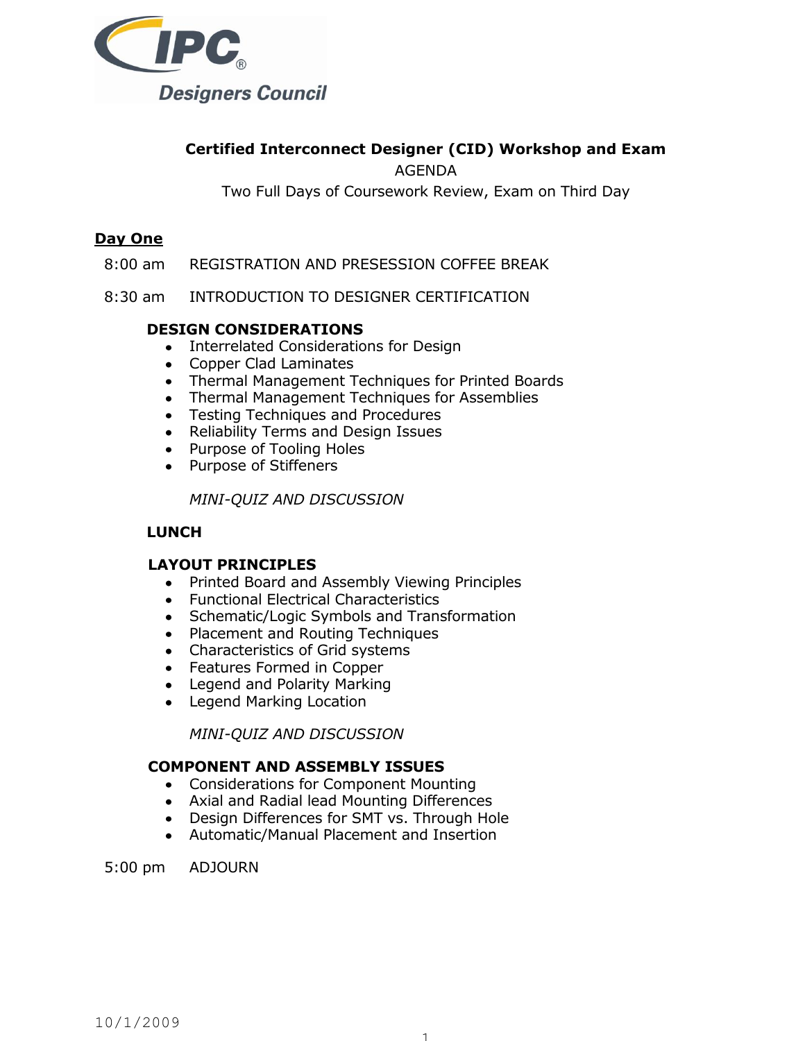IPC® Designers Council

# Certified Interconnect Designer (CID) Workshop and Exam

AGENDA

Two Full Days of Coursework Review, Exam on Third Day

## Day One

8:00 am REGISTRATION AND PRESESSION COFFEE BREAK

8:30 am INTRODUCTION TO DESIGNER CERTIFICATION

### DESIGN CONSIDERATIONS

- Interrelated Considerations for Design
- Copper Clad Laminates
- Thermal Management Techniques for Printed Boards
- Thermal Management Techniques for Assemblies
- Testing Techniques and Procedures
- Reliability Terms and Design Issues
- Purpose of Tooling Holes
- Purpose of Stiffeners

*MINI-QUIZ AND DISCUSSION*

### LUNCH

### LAYOUT PRINCIPLES

- Printed Board and Assembly Viewing Principles
- Functional Electrical Characteristics
- Schematic/Logic Symbols and Transformation
- Placement and Routing Techniques
- Characteristics of Grid systems
- Features Formed in Copper
- Legend and Polarity Marking
- Legend Marking Location

*MINI-QUIZ AND DISCUSSION*

### COMPONENT AND ASSEMBLY ISSUES

- Considerations for Component Mounting
- Axial and Radial lead Mounting Differences
- Design Differences for SMT vs. Through Hole
- Automatic/Manual Placement and Insertion

5:00 pm ADJOURN

10/1/2009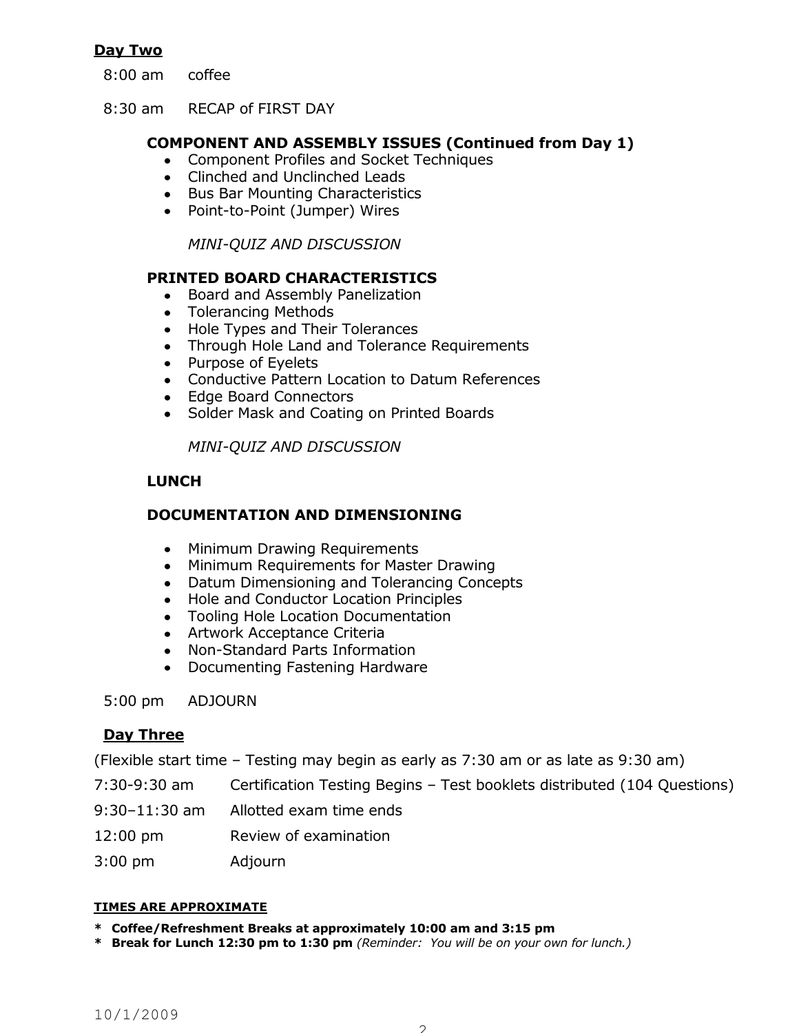## <u>Day Two</u>

8:00 am coffee

8:30 am RECAP of FIRST DAY

**COMPONENT AND ASSEMBLY ISSUES (Continued from Day 1)**

- Component Profiles and Socket Techniques
- Clinched and Unclinched Leads
- Bus Bar Mounting Characteristics
- Point-to-Point (Jumper) Wires

*MINI-QUIZ AND DISCUSSION*

**PRINTED BOARD CHARACTERISTICS**

- Board and Assembly Panelization
- Tolerancing Methods
- Hole Types and Their Tolerances
- Through Hole Land and Tolerance Requirements
- Purpose of Eyelets
- Conductive Pattern Location to Datum References
- Edge Board Connectors
- Solder Mask and Coating on Printed Boards

*MINI-QUIZ AND DISCUSSION*

**LUNCH**

**DOCUMENTATION AND DIMENSIONING**

- Minimum Drawing Requirements
- Minimum Requirements for Master Drawing
- Datum Dimensioning and Tolerancing Concepts
- Hole and Conductor Location Principles
- Tooling Hole Location Documentation
- Artwork Acceptance Criteria
- Non-Standard Parts Information
- Documenting Fastening Hardware

5:00 pm ADJOURN

## <u>Day Three</u>

(Flexible start time – Testing may begin as early as 7:30 am or as late as 9:30 am)

7:30-9:30 am Certification Testing Begins – Test booklets distributed (104 Questions)

9:30–11:30 am Allotted exam time ends

12:00 pm Review of examination

3:00 pm Adjourn

**<u>TIMES ARE APPROXIMATE</u>**

- **Coffee/Refreshment Breaks at approximately 10:00 am and 3:15 pm**
- **Break for Lunch 12:30 pm to 1:30 pm** *(Reminder: You will be on your own for lunch.)*

10/1/2009